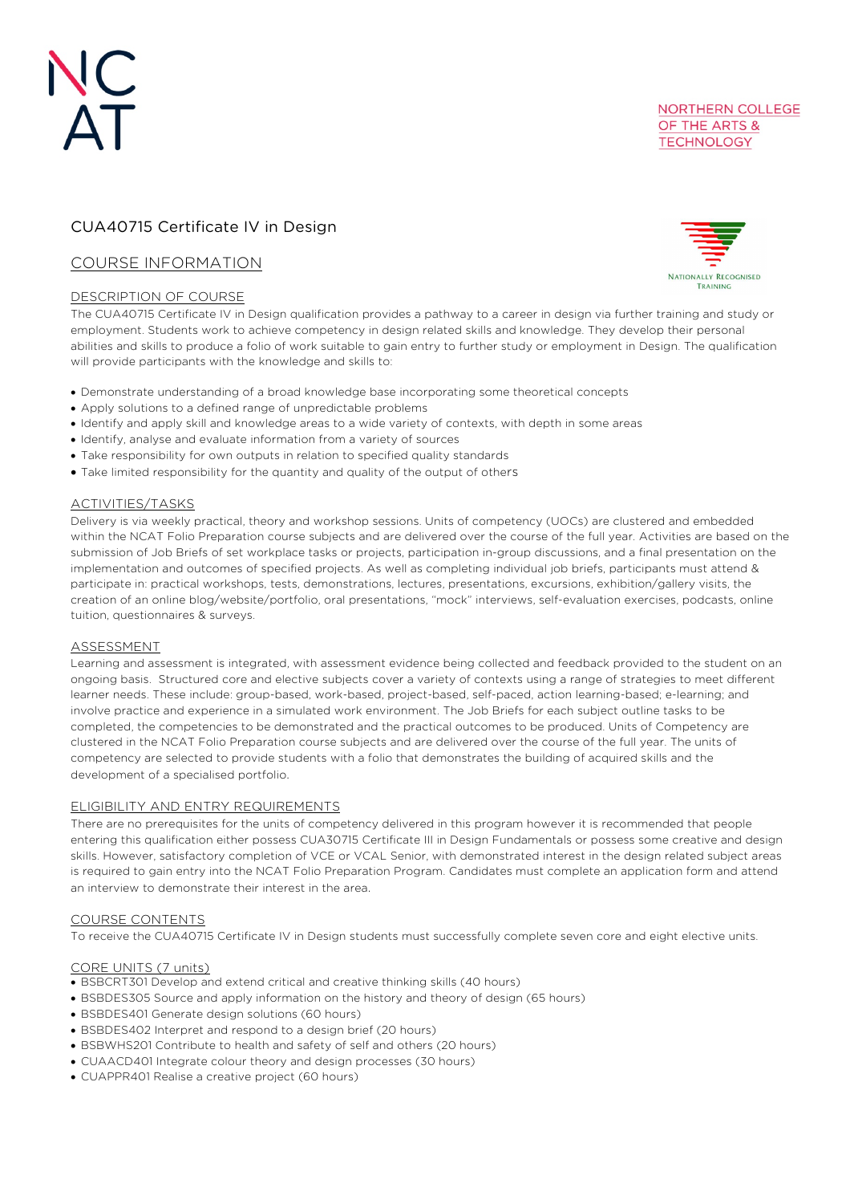NC
AT

NORTHERN COLLEGE OF THE ARTS & TECHNOLOGY

# CUA40715 Certificate IV in Design

## COURSE INFORMATION

NATIONALLY RECOGNISED TRAINING

### DESCRIPTION OF COURSE

The CUA40715 Certificate IV in Design qualification provides a pathway to a career in design via further training and study or employment. Students work to achieve competency in design related skills and knowledge. They develop their personal abilities and skills to produce a folio of work suitable to gain entry to further study or employment in Design. The qualification will provide participants with the knowledge and skills to:

- Demonstrate understanding of a broad knowledge base incorporating some theoretical concepts
- Apply solutions to a defined range of unpredictable problems
- Identify and apply skill and knowledge areas to a wide variety of contexts, with depth in some areas
- Identify, analyse and evaluate information from a variety of sources
- Take responsibility for own outputs in relation to specified quality standards
- Take limited responsibility for the quantity and quality of the output of others

### ACTIVITIES/TASKS

Delivery is via weekly practical, theory and workshop sessions. Units of competency (UOCs) are clustered and embedded within the NCAT Folio Preparation course subjects and are delivered over the course of the full year. Activities are based on the submission of Job Briefs of set workplace tasks or projects, participation in-group discussions, and a final presentation on the implementation and outcomes of specified projects. As well as completing individual job briefs, participants must attend & participate in: practical workshops, tests, demonstrations, lectures, presentations, excursions, exhibition/gallery visits, the creation of an online blog/website/portfolio, oral presentations, "mock" interviews, self-evaluation exercises, podcasts, online tuition, questionnaires & surveys.

### ASSESSMENT

Learning and assessment is integrated, with assessment evidence being collected and feedback provided to the student on an ongoing basis. Structured core and elective subjects cover a variety of contexts using a range of strategies to meet different learner needs. These include: group-based, work-based, project-based, self-paced, action learning-based; e-learning; and involve practice and experience in a simulated work environment. The Job Briefs for each subject outline tasks to be completed, the competencies to be demonstrated and the practical outcomes to be produced. Units of Competency are clustered in the NCAT Folio Preparation course subjects and are delivered over the course of the full year. The units of competency are selected to provide students with a folio that demonstrates the building of acquired skills and the development of a specialised portfolio.

### ELIGIBILITY AND ENTRY REQUIREMENTS

There are no prerequisites for the units of competency delivered in this program however it is recommended that people entering this qualification either possess CUA30715 Certificate III in Design Fundamentals or possess some creative and design skills. However, satisfactory completion of VCE or VCAL Senior, with demonstrated interest in the design related subject areas is required to gain entry into the NCAT Folio Preparation Program. Candidates must complete an application form and attend an interview to demonstrate their interest in the area.

### COURSE CONTENTS

To receive the CUA40715 Certificate IV in Design students must successfully complete seven core and eight elective units.

### CORE UNITS (7 units)

- BSBCRT301 Develop and extend critical and creative thinking skills (40 hours)
- BSBDES305 Source and apply information on the history and theory of design (65 hours)
- BSBDES401 Generate design solutions (60 hours)
- BSBDES402 Interpret and respond to a design brief (20 hours)
- BSBWHS201 Contribute to health and safety of self and others (20 hours)
- CUAACD401 Integrate colour theory and design processes (30 hours)
- CUAPPR401 Realise a creative project (60 hours)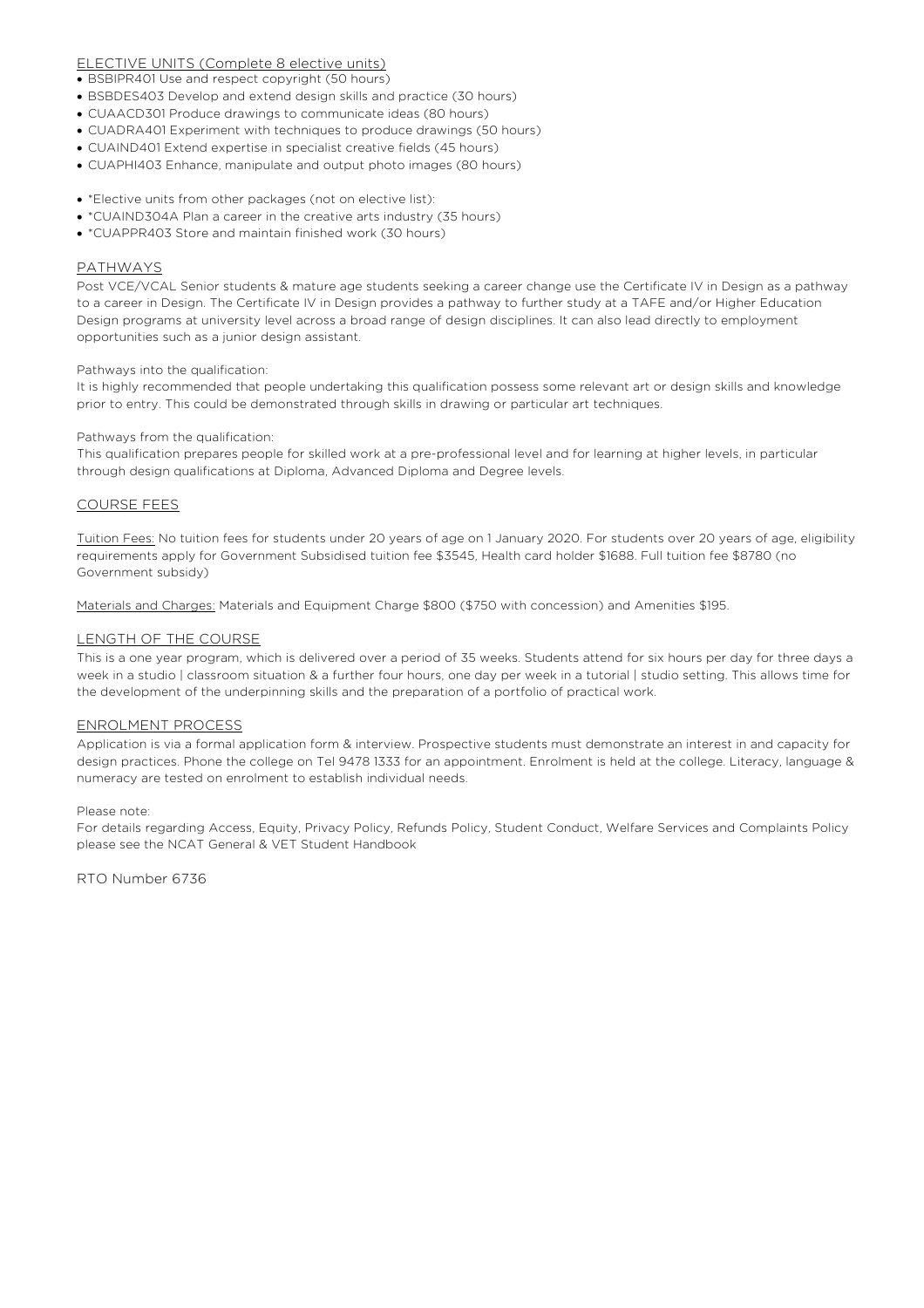## ELECTIVE UNITS (Complete 8 elective units)

- BSBIPR401 Use and respect copyright (50 hours)
- BSBDES403 Develop and extend design skills and practice (30 hours)
- CUAACD301 Produce drawings to communicate ideas (80 hours)
- CUADRA401 Experiment with techniques to produce drawings (50 hours)
- CUAIND401 Extend expertise in specialist creative fields (45 hours)
- CUAPHI403 Enhance, manipulate and output photo images (80 hours)

- *Elective units from other packages (not on elective list):
- *CUAIND304A Plan a career in the creative arts industry (35 hours)
- *CUAPPR403 Store and maintain finished work (30 hours)

## PATHWAYS

Post VCE/VCAL Senior students & mature age students seeking a career change use the Certificate IV in Design as a pathway to a career in Design. The Certificate IV in Design provides a pathway to further study at a TAFE and/or Higher Education Design programs at university level across a broad range of design disciplines. It can also lead directly to employment opportunities such as a junior design assistant.

Pathways into the qualification:
It is highly recommended that people undertaking this qualification possess some relevant art or design skills and knowledge prior to entry. This could be demonstrated through skills in drawing or particular art techniques.

Pathways from the qualification:
This qualification prepares people for skilled work at a pre-professional level and for learning at higher levels, in particular through design qualifications at Diploma, Advanced Diploma and Degree levels.

## COURSE FEES

Tuition Fees: No tuition fees for students under 20 years of age on 1 January 2020. For students over 20 years of age, eligibility requirements apply for Government Subsidised tuition fee $3545, Health card holder $1688. Full tuition fee $8780 (no Government subsidy)

Materials and Charges: Materials and Equipment Charge $800 ($750 with concession) and Amenities $195.

## LENGTH OF THE COURSE

This is a one year program, which is delivered over a period of 35 weeks. Students attend for six hours per day for three days a week in a studio | classroom situation & a further four hours, one day per week in a tutorial | studio setting. This allows time for the development of the underpinning skills and the preparation of a portfolio of practical work.

## ENROLMENT PROCESS

Application is via a formal application form & interview. Prospective students must demonstrate an interest in and capacity for design practices. Phone the college on Tel 9478 1333 for an appointment. Enrolment is held at the college. Literacy, language & numeracy are tested on enrolment to establish individual needs.

Please note:
For details regarding Access, Equity, Privacy Policy, Refunds Policy, Student Conduct, Welfare Services and Complaints Policy please see the NCAT General & VET Student Handbook

RTO Number 6736